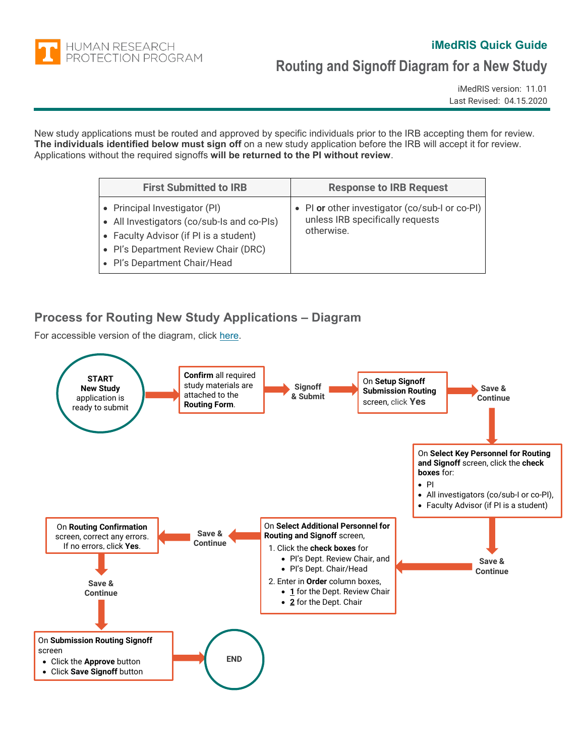**iMedRIS Quick Guide**

# Routing and Signoff Diagram for a New Study

iMedRIS version: 11.01
Last Revised: 04.15.2020

New study applications must be routed and approved by specific individuals prior to the IRB accepting them for review. **The individuals identified below must sign off** on a new study application before the IRB will accept it for review. Applications without the required signoffs **will be returned to the PI without review**.

| First Submitted to IRB | Response to IRB Request |
|---|---|
| • Principal Investigator (PI)<br>• All Investigators (co/sub-Is and co-PIs)<br>• Faculty Advisor (if PI is a student)<br>• PI's Department Review Chair (DRC)<br>• PI's Department Chair/Head | • PI **or** other investigator (co/sub-I or co-PI) unless IRB specifically requests otherwise. |

## Process for Routing New Study Applications – Diagram

For accessible version of the diagram, click here.

**START New Study** application is ready to submit

→ **Confirm** all required study materials are attached to the **Routing Form**.

→ **Signoff & Submit**

→ On **Setup Signoff Submission Routing** screen, click **Yes**

→ **Save & Continue**

→ On **Select Key Personnel for Routing and Signoff** screen, click the **check boxes** for:

- PI
- All investigators (co/sub-I or co-PI),
- Faculty Advisor (if PI is a student)

→ **Save & Continue**

→ On **Select Additional Personnel for Routing and Signoff** screen,

1. Click the **check boxes** for
   - PI's Dept. Review Chair, and
   - PI's Dept. Chair/Head
2. Enter in **Order** column boxes,
   - **1** for the Dept. Review Chair
   - **2** for the Dept. Chair

→ **Save & Continue**

→ On **Routing Confirmation** screen, correct any errors. If no errors, click **Yes**.

→ **Save & Continue**

→ On **Submission Routing Signoff** screen

- Click the **Approve** button
- Click **Save Signoff** button

→ **END**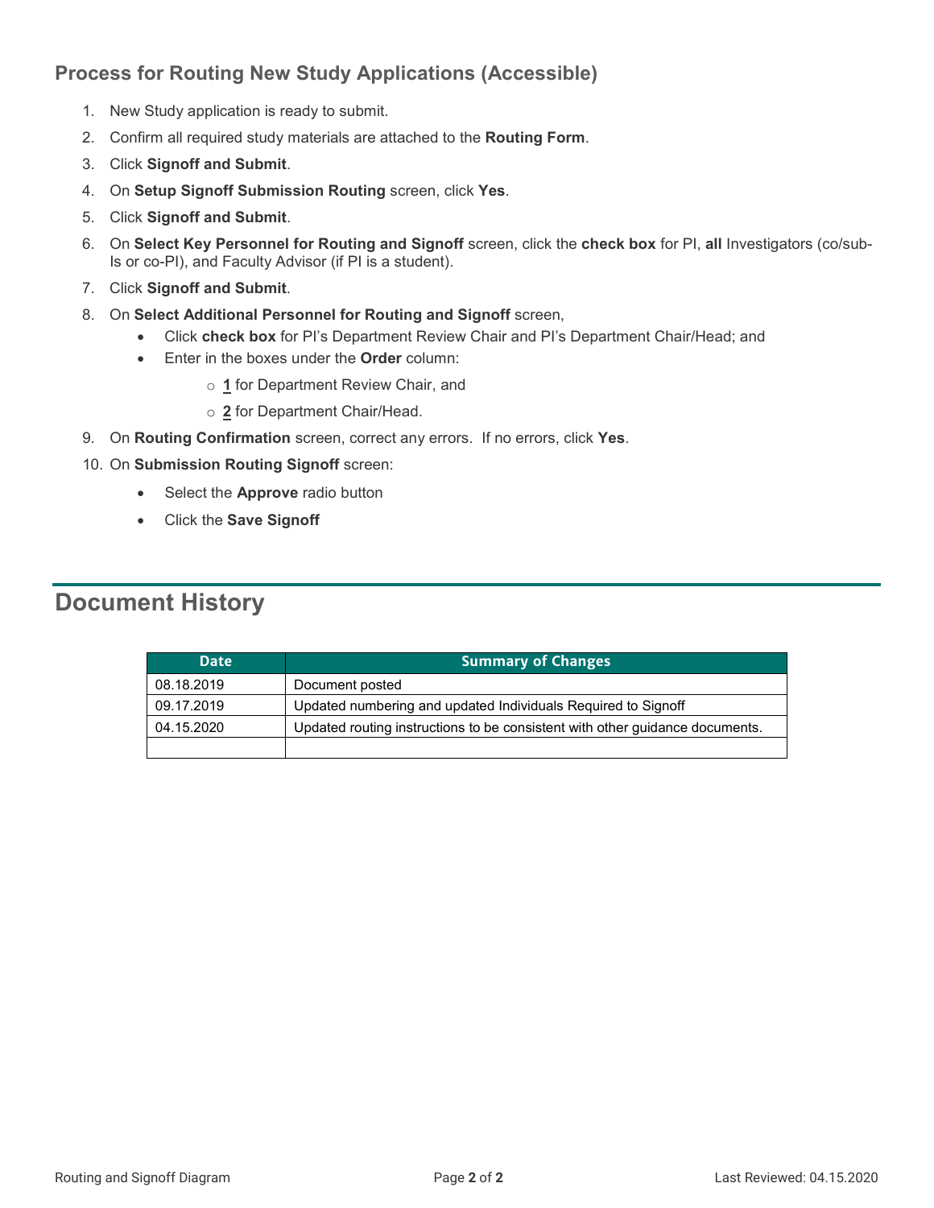### Process for Routing New Study Applications (Accessible)

1. New Study application is ready to submit.
2. Confirm all required study materials are attached to the **Routing Form**.
3. Click **Signoff and Submit**.
4. On **Setup Signoff Submission Routing** screen, click **Yes**.
5. Click **Signoff and Submit**.
6. On **Select Key Personnel for Routing and Signoff** screen, click the **check box** for PI, **all** Investigators (co/sub-Is or co-PI), and Faculty Advisor (if PI is a student).
7. Click **Signoff and Submit**.
8. On **Select Additional Personnel for Routing and Signoff** screen,
   - Click **check box** for PI's Department Review Chair and PI's Department Chair/Head; and
   - Enter in the boxes under the **Order** column:
     - **1** for Department Review Chair, and
     - **2** for Department Chair/Head.
9. On **Routing Confirmation** screen, correct any errors. If no errors, click **Yes**.
10. On **Submission Routing Signoff** screen:
    - Select the **Approve** radio button
    - Click the **Save Signoff**

## Document History

| Date | Summary of Changes |
|---|---|
| 08.18.2019 | Document posted |
| 09.17.2019 | Updated numbering and updated Individuals Required to Signoff |
| 04.15.2020 | Updated routing instructions to be consistent with other guidance documents. |
| | |